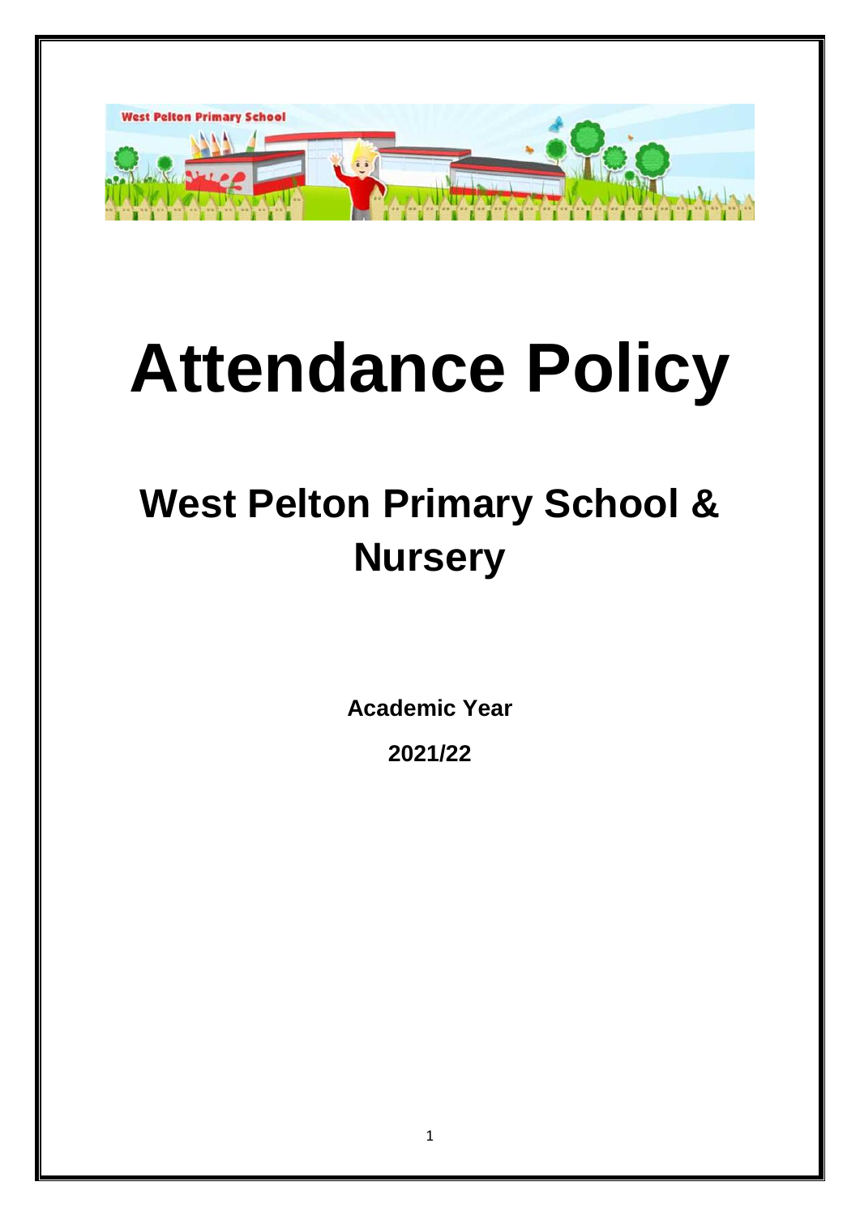# Attendance Policy

## West Pelton Primary School & Nursery

**Academic Year**

**2021/22**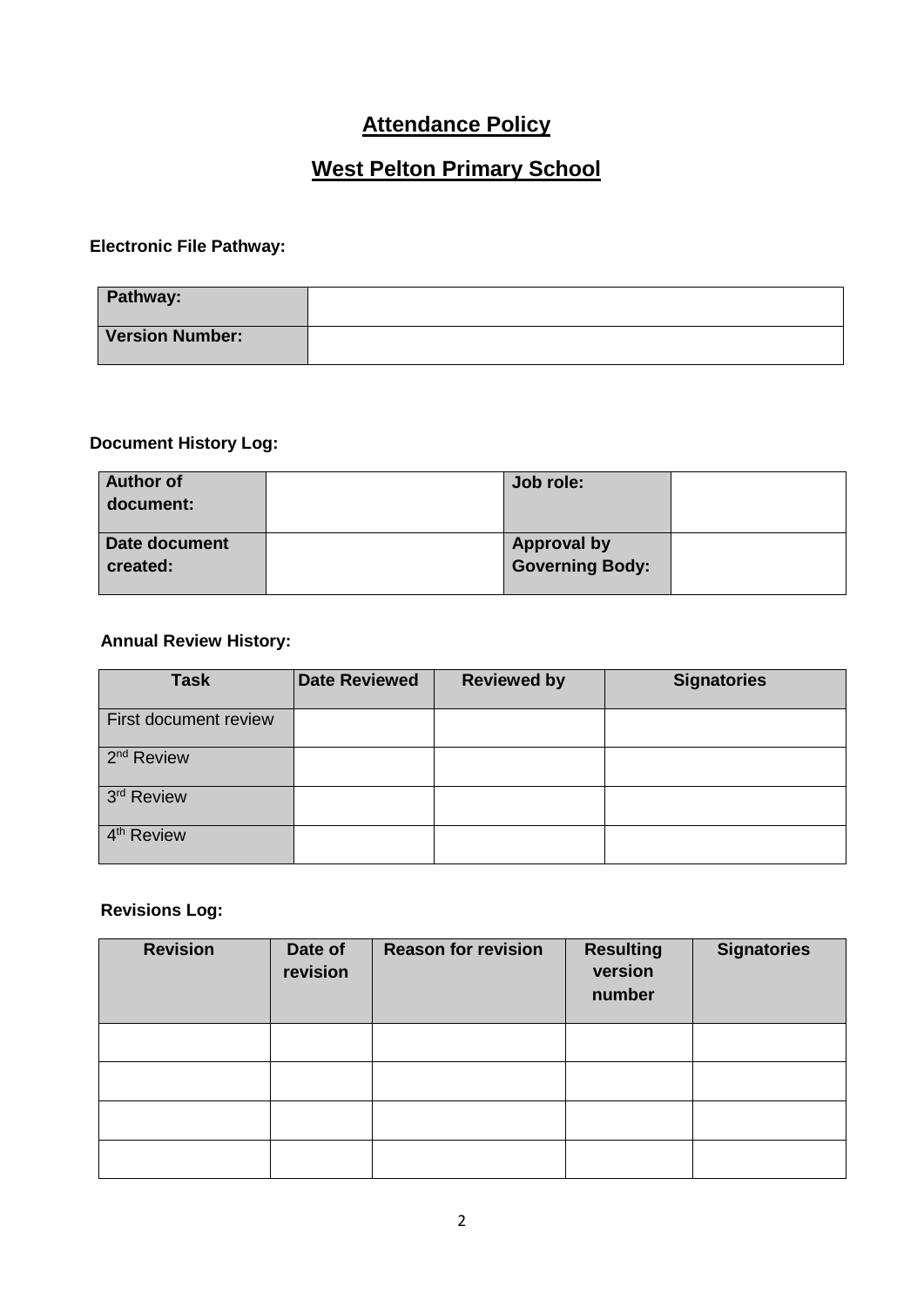# Attendance Policy

# West Pelton Primary School

**Electronic File Pathway:**

| **Pathway:** | |
|---|---|
| **Version Number:** | |

**Document History Log:**

| **Author of document:** | | **Job role:** | |
|---|---|---|---|
| **Date document created:** | | **Approval by Governing Body:** | |

**Annual Review History:**

| Task | Date Reviewed | Reviewed by | Signatories |
|---|---|---|---|
| First document review | | | |
| 2nd Review | | | |
| 3rd Review | | | |
| 4th Review | | | |

**Revisions Log:**

| Revision | Date of revision | Reason for revision | Resulting version number | Signatories |
|---|---|---|---|---|
| | | | | |
| | | | | |
| | | | | |
| | | | | |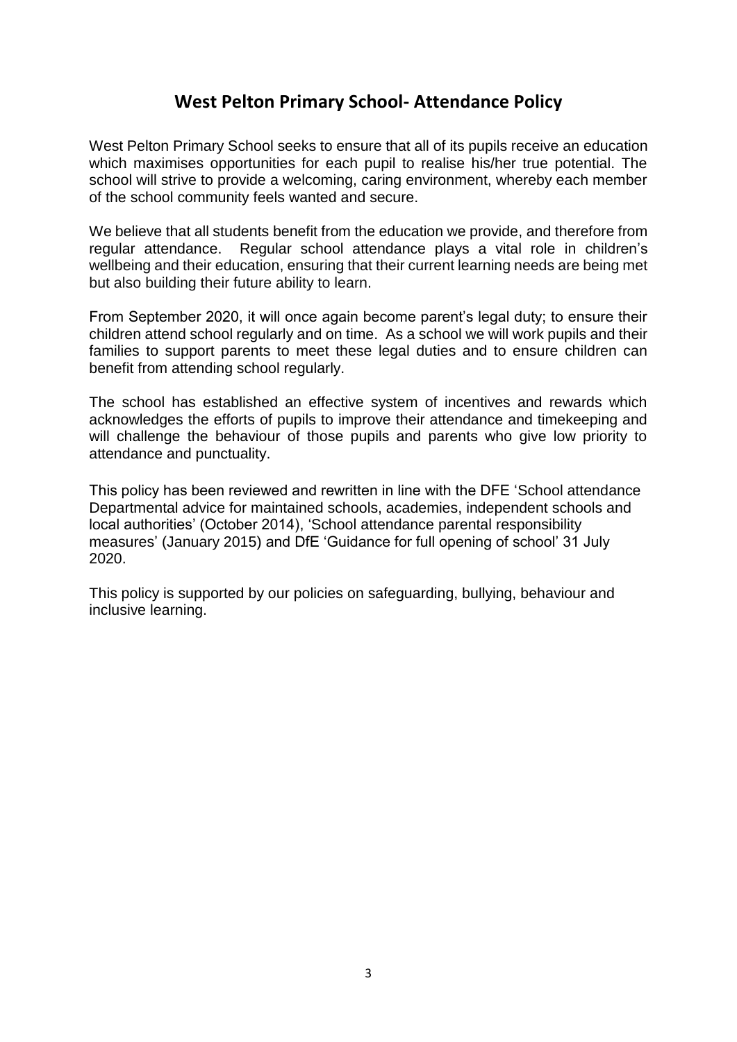# West Pelton Primary School- Attendance Policy

West Pelton Primary School seeks to ensure that all of its pupils receive an education which maximises opportunities for each pupil to realise his/her true potential. The school will strive to provide a welcoming, caring environment, whereby each member of the school community feels wanted and secure.

We believe that all students benefit from the education we provide, and therefore from regular attendance. Regular school attendance plays a vital role in children's wellbeing and their education, ensuring that their current learning needs are being met but also building their future ability to learn.

From September 2020, it will once again become parent's legal duty; to ensure their children attend school regularly and on time. As a school we will work pupils and their families to support parents to meet these legal duties and to ensure children can benefit from attending school regularly.

The school has established an effective system of incentives and rewards which acknowledges the efforts of pupils to improve their attendance and timekeeping and will challenge the behaviour of those pupils and parents who give low priority to attendance and punctuality.

This policy has been reviewed and rewritten in line with the DFE 'School attendance Departmental advice for maintained schools, academies, independent schools and local authorities' (October 2014), 'School attendance parental responsibility measures' (January 2015) and DfE 'Guidance for full opening of school' 31 July 2020.

This policy is supported by our policies on safeguarding, bullying, behaviour and inclusive learning.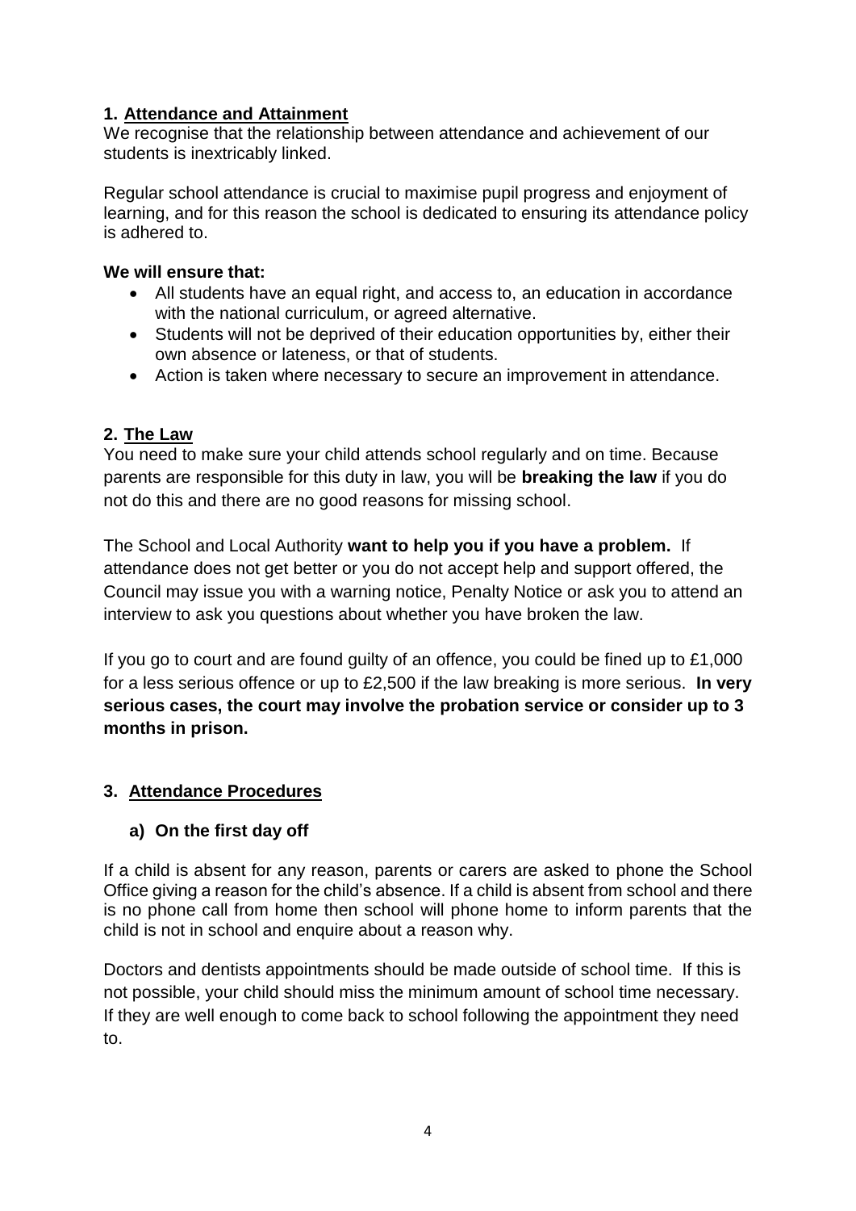## 1. Attendance and Attainment

We recognise that the relationship between attendance and achievement of our students is inextricably linked.

Regular school attendance is crucial to maximise pupil progress and enjoyment of learning, and for this reason the school is dedicated to ensuring its attendance policy is adhered to.

**We will ensure that:**

- All students have an equal right, and access to, an education in accordance with the national curriculum, or agreed alternative.
- Students will not be deprived of their education opportunities by, either their own absence or lateness, or that of students.
- Action is taken where necessary to secure an improvement in attendance.

## 2. The Law

You need to make sure your child attends school regularly and on time. Because parents are responsible for this duty in law, you will be **breaking the law** if you do not do this and there are no good reasons for missing school.

The School and Local Authority **want to help you if you have a problem.** If attendance does not get better or you do not accept help and support offered, the Council may issue you with a warning notice, Penalty Notice or ask you to attend an interview to ask you questions about whether you have broken the law.

If you go to court and are found guilty of an offence, you could be fined up to £1,000 for a less serious offence or up to £2,500 if the law breaking is more serious. **In very serious cases, the court may involve the probation service or consider up to 3 months in prison.**

## 3. Attendance Procedures

### a) On the first day off

If a child is absent for any reason, parents or carers are asked to phone the School Office giving a reason for the child's absence. If a child is absent from school and there is no phone call from home then school will phone home to inform parents that the child is not in school and enquire about a reason why.

Doctors and dentists appointments should be made outside of school time. If this is not possible, your child should miss the minimum amount of school time necessary. If they are well enough to come back to school following the appointment they need to.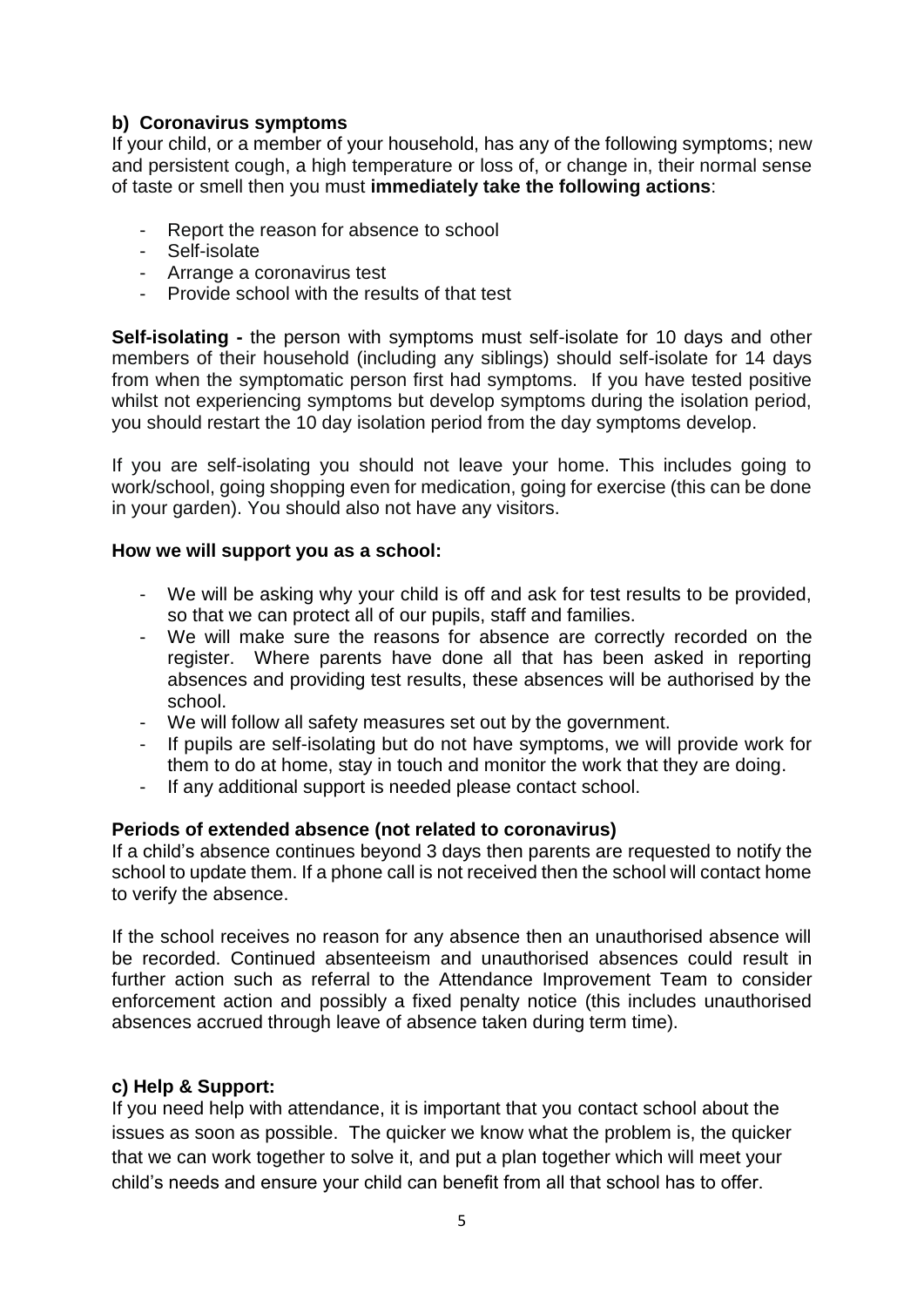### b) Coronavirus symptoms

If your child, or a member of your household, has any of the following symptoms; new and persistent cough, a high temperature or loss of, or change in, their normal sense of taste or smell then you must **immediately take the following actions**:

- Report the reason for absence to school
- Self-isolate
- Arrange a coronavirus test
- Provide school with the results of that test

**Self-isolating -** the person with symptoms must self-isolate for 10 days and other members of their household (including any siblings) should self-isolate for 14 days from when the symptomatic person first had symptoms. If you have tested positive whilst not experiencing symptoms but develop symptoms during the isolation period, you should restart the 10 day isolation period from the day symptoms develop.

If you are self-isolating you should not leave your home. This includes going to work/school, going shopping even for medication, going for exercise (this can be done in your garden). You should also not have any visitors.

**How we will support you as a school:**

- We will be asking why your child is off and ask for test results to be provided, so that we can protect all of our pupils, staff and families.
- We will make sure the reasons for absence are correctly recorded on the register. Where parents have done all that has been asked in reporting absences and providing test results, these absences will be authorised by the school.
- We will follow all safety measures set out by the government.
- If pupils are self-isolating but do not have symptoms, we will provide work for them to do at home, stay in touch and monitor the work that they are doing.
- If any additional support is needed please contact school.

**Periods of extended absence (not related to coronavirus)**

If a child's absence continues beyond 3 days then parents are requested to notify the school to update them. If a phone call is not received then the school will contact home to verify the absence.

If the school receives no reason for any absence then an unauthorised absence will be recorded. Continued absenteeism and unauthorised absences could result in further action such as referral to the Attendance Improvement Team to consider enforcement action and possibly a fixed penalty notice (this includes unauthorised absences accrued through leave of absence taken during term time).

### c) Help & Support:

If you need help with attendance, it is important that you contact school about the issues as soon as possible. The quicker we know what the problem is, the quicker that we can work together to solve it, and put a plan together which will meet your child's needs and ensure your child can benefit from all that school has to offer.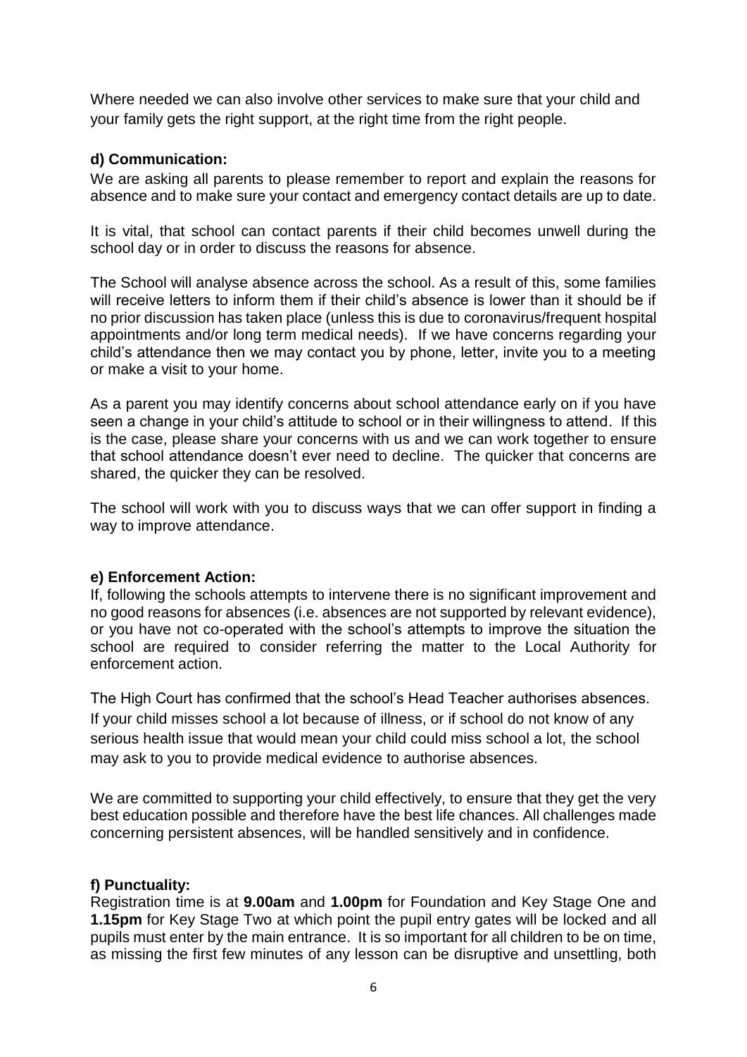Where needed we can also involve other services to make sure that your child and your family gets the right support, at the right time from the right people.

**d) Communication:**

We are asking all parents to please remember to report and explain the reasons for absence and to make sure your contact and emergency contact details are up to date.

It is vital, that school can contact parents if their child becomes unwell during the school day or in order to discuss the reasons for absence.

The School will analyse absence across the school. As a result of this, some families will receive letters to inform them if their child's absence is lower than it should be if no prior discussion has taken place (unless this is due to coronavirus/frequent hospital appointments and/or long term medical needs). If we have concerns regarding your child's attendance then we may contact you by phone, letter, invite you to a meeting or make a visit to your home.

As a parent you may identify concerns about school attendance early on if you have seen a change in your child's attitude to school or in their willingness to attend. If this is the case, please share your concerns with us and we can work together to ensure that school attendance doesn't ever need to decline. The quicker that concerns are shared, the quicker they can be resolved.

The school will work with you to discuss ways that we can offer support in finding a way to improve attendance.

**e) Enforcement Action:**

If, following the schools attempts to intervene there is no significant improvement and no good reasons for absences (i.e. absences are not supported by relevant evidence), or you have not co-operated with the school's attempts to improve the situation the school are required to consider referring the matter to the Local Authority for enforcement action.

The High Court has confirmed that the school's Head Teacher authorises absences. If your child misses school a lot because of illness, or if school do not know of any serious health issue that would mean your child could miss school a lot, the school may ask to you to provide medical evidence to authorise absences.

We are committed to supporting your child effectively, to ensure that they get the very best education possible and therefore have the best life chances. All challenges made concerning persistent absences, will be handled sensitively and in confidence.

**f) Punctuality:**

Registration time is at **9.00am** and **1.00pm** for Foundation and Key Stage One and **1.15pm** for Key Stage Two at which point the pupil entry gates will be locked and all pupils must enter by the main entrance. It is so important for all children to be on time, as missing the first few minutes of any lesson can be disruptive and unsettling, both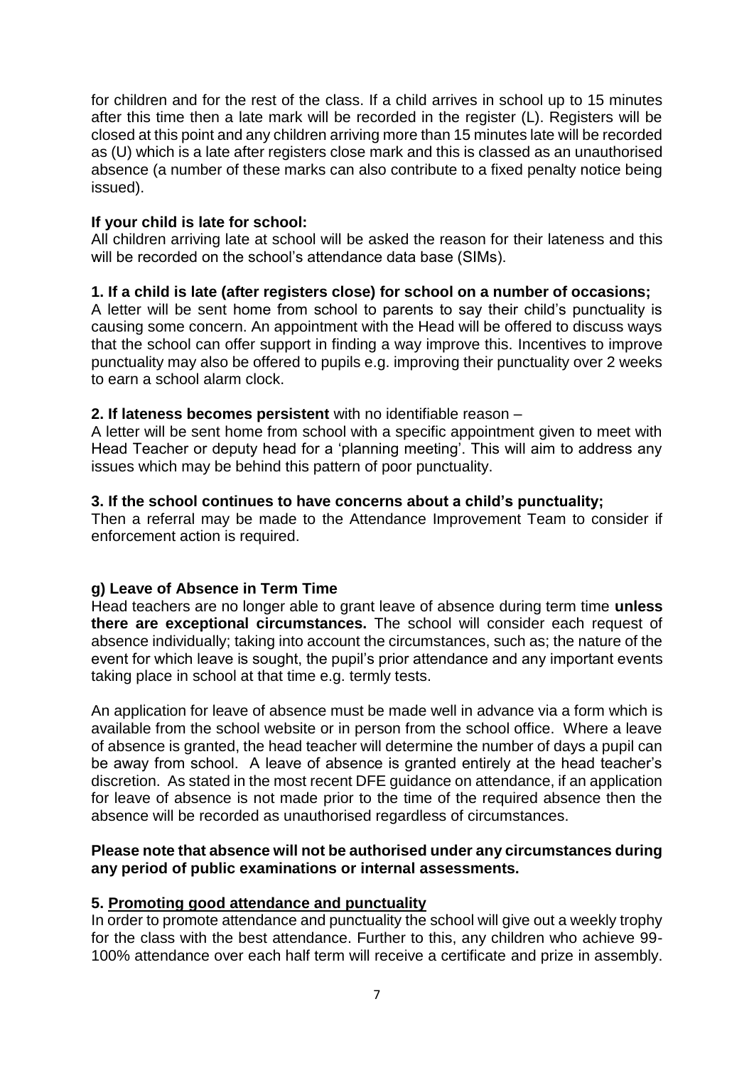for children and for the rest of the class. If a child arrives in school up to 15 minutes after this time then a late mark will be recorded in the register (L). Registers will be closed at this point and any children arriving more than 15 minutes late will be recorded as (U) which is a late after registers close mark and this is classed as an unauthorised absence (a number of these marks can also contribute to a fixed penalty notice being issued).

**If your child is late for school:**
All children arriving late at school will be asked the reason for their lateness and this will be recorded on the school's attendance data base (SIMs).

**1. If a child is late (after registers close) for school on a number of occasions;**
A letter will be sent home from school to parents to say their child's punctuality is causing some concern. An appointment with the Head will be offered to discuss ways that the school can offer support in finding a way improve this. Incentives to improve punctuality may also be offered to pupils e.g. improving their punctuality over 2 weeks to earn a school alarm clock.

**2. If lateness becomes persistent** with no identifiable reason –
A letter will be sent home from school with a specific appointment given to meet with Head Teacher or deputy head for a 'planning meeting'. This will aim to address any issues which may be behind this pattern of poor punctuality.

**3. If the school continues to have concerns about a child's punctuality;**
Then a referral may be made to the Attendance Improvement Team to consider if enforcement action is required.

### g) Leave of Absence in Term Time

Head teachers are no longer able to grant leave of absence during term time **unless there are exceptional circumstances.** The school will consider each request of absence individually; taking into account the circumstances, such as; the nature of the event for which leave is sought, the pupil's prior attendance and any important events taking place in school at that time e.g. termly tests.

An application for leave of absence must be made well in advance via a form which is available from the school website or in person from the school office. Where a leave of absence is granted, the head teacher will determine the number of days a pupil can be away from school. A leave of absence is granted entirely at the head teacher's discretion. As stated in the most recent DFE guidance on attendance, if an application for leave of absence is not made prior to the time of the required absence then the absence will be recorded as unauthorised regardless of circumstances.

**Please note that absence will not be authorised under any circumstances during any period of public examinations or internal assessments.**

## 5. Promoting good attendance and punctuality

In order to promote attendance and punctuality the school will give out a weekly trophy for the class with the best attendance. Further to this, any children who achieve 99-100% attendance over each half term will receive a certificate and prize in assembly.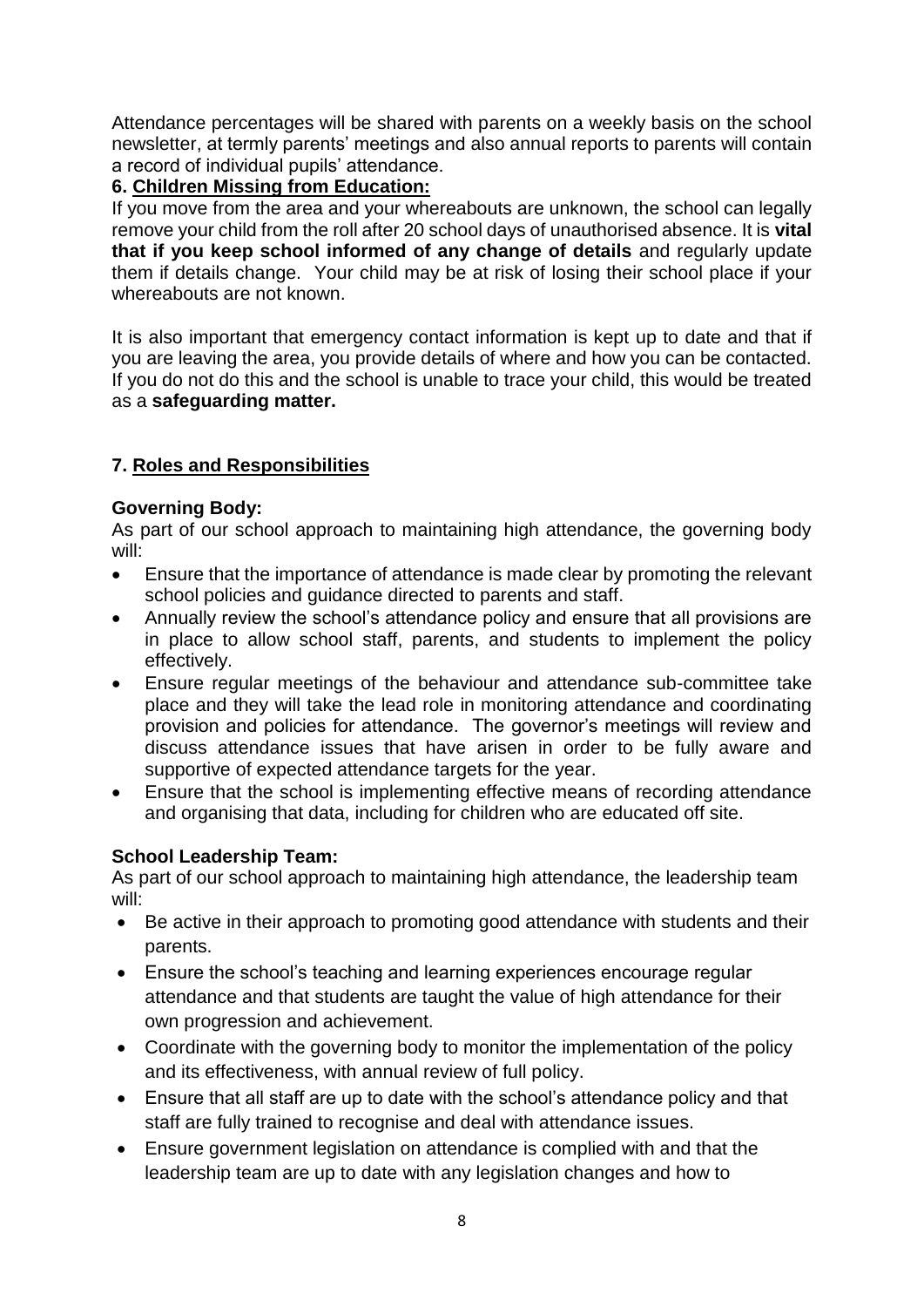Attendance percentages will be shared with parents on a weekly basis on the school newsletter, at termly parents' meetings and also annual reports to parents will contain a record of individual pupils' attendance.

## 6. Children Missing from Education:

If you move from the area and your whereabouts are unknown, the school can legally remove your child from the roll after 20 school days of unauthorised absence. It is **vital that if you keep school informed of any change of details** and regularly update them if details change. Your child may be at risk of losing their school place if your whereabouts are not known.

It is also important that emergency contact information is kept up to date and that if you are leaving the area, you provide details of where and how you can be contacted. If you do not do this and the school is unable to trace your child, this would be treated as a **safeguarding matter.**

## 7. Roles and Responsibilities

### Governing Body:

As part of our school approach to maintaining high attendance, the governing body will:

- Ensure that the importance of attendance is made clear by promoting the relevant school policies and guidance directed to parents and staff.
- Annually review the school's attendance policy and ensure that all provisions are in place to allow school staff, parents, and students to implement the policy effectively.
- Ensure regular meetings of the behaviour and attendance sub-committee take place and they will take the lead role in monitoring attendance and coordinating provision and policies for attendance. The governor's meetings will review and discuss attendance issues that have arisen in order to be fully aware and supportive of expected attendance targets for the year.
- Ensure that the school is implementing effective means of recording attendance and organising that data, including for children who are educated off site.

### School Leadership Team:

As part of our school approach to maintaining high attendance, the leadership team will:

- Be active in their approach to promoting good attendance with students and their parents.
- Ensure the school's teaching and learning experiences encourage regular attendance and that students are taught the value of high attendance for their own progression and achievement.
- Coordinate with the governing body to monitor the implementation of the policy and its effectiveness, with annual review of full policy.
- Ensure that all staff are up to date with the school's attendance policy and that staff are fully trained to recognise and deal with attendance issues.
- Ensure government legislation on attendance is complied with and that the leadership team are up to date with any legislation changes and how to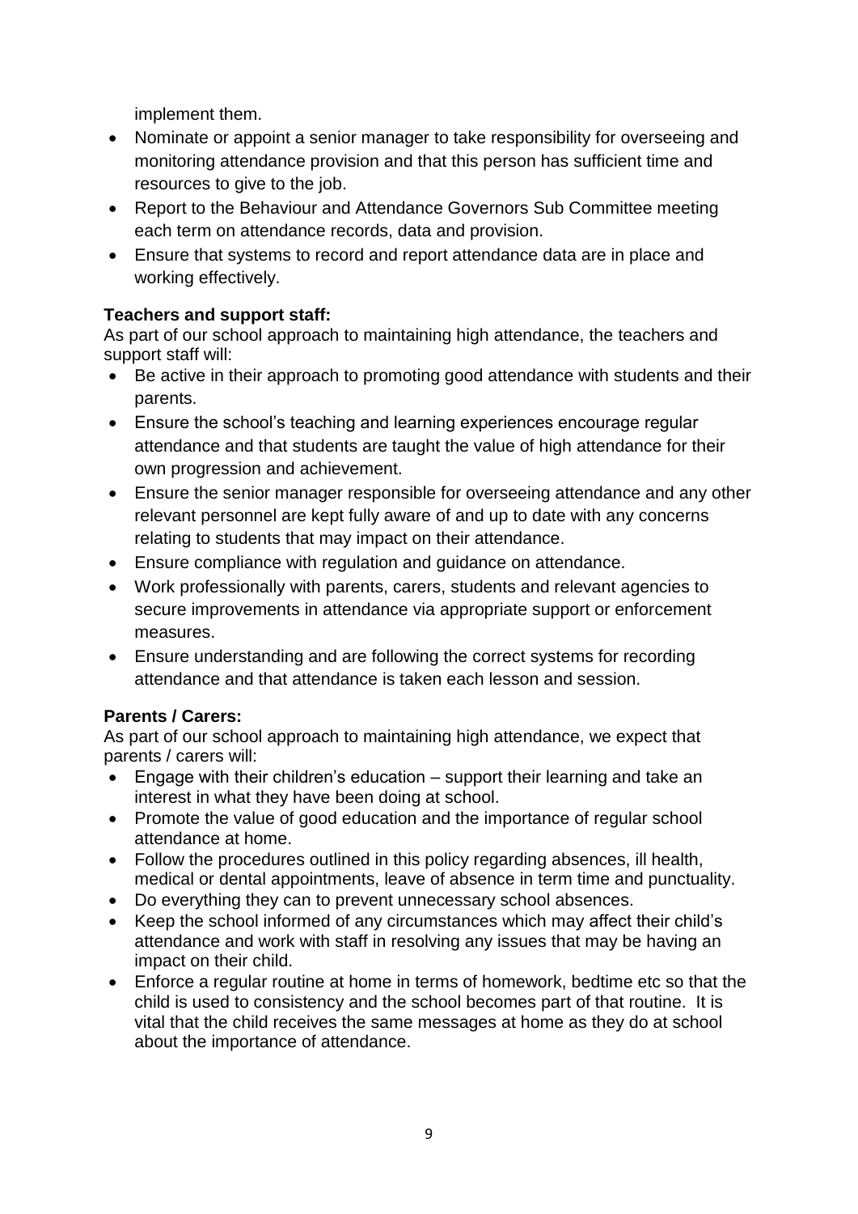implement them.

- Nominate or appoint a senior manager to take responsibility for overseeing and monitoring attendance provision and that this person has sufficient time and resources to give to the job.
- Report to the Behaviour and Attendance Governors Sub Committee meeting each term on attendance records, data and provision.
- Ensure that systems to record and report attendance data are in place and working effectively.

**Teachers and support staff:**
As part of our school approach to maintaining high attendance, the teachers and support staff will:

- Be active in their approach to promoting good attendance with students and their parents.
- Ensure the school's teaching and learning experiences encourage regular attendance and that students are taught the value of high attendance for their own progression and achievement.
- Ensure the senior manager responsible for overseeing attendance and any other relevant personnel are kept fully aware of and up to date with any concerns relating to students that may impact on their attendance.
- Ensure compliance with regulation and guidance on attendance.
- Work professionally with parents, carers, students and relevant agencies to secure improvements in attendance via appropriate support or enforcement measures.
- Ensure understanding and are following the correct systems for recording attendance and that attendance is taken each lesson and session.

**Parents / Carers:**
As part of our school approach to maintaining high attendance, we expect that parents / carers will:

- Engage with their children's education – support their learning and take an interest in what they have been doing at school.
- Promote the value of good education and the importance of regular school attendance at home.
- Follow the procedures outlined in this policy regarding absences, ill health, medical or dental appointments, leave of absence in term time and punctuality.
- Do everything they can to prevent unnecessary school absences.
- Keep the school informed of any circumstances which may affect their child's attendance and work with staff in resolving any issues that may be having an impact on their child.
- Enforce a regular routine at home in terms of homework, bedtime etc so that the child is used to consistency and the school becomes part of that routine. It is vital that the child receives the same messages at home as they do at school about the importance of attendance.